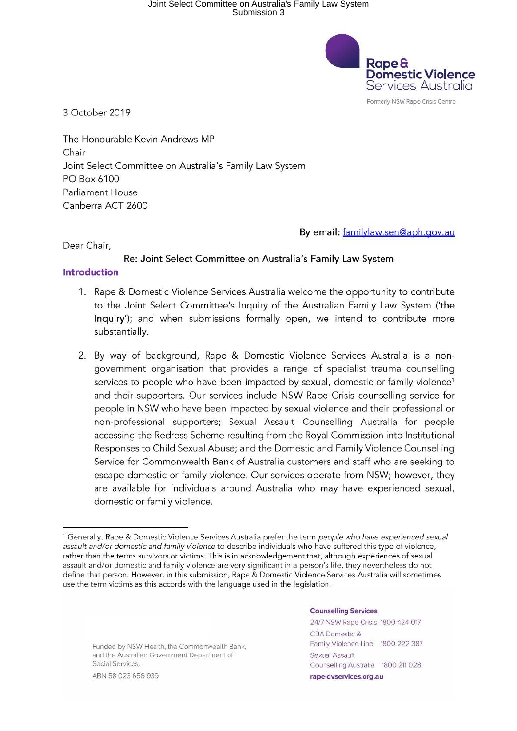Rape & Domestic Violence Services Australia

Formerly NSW Rape Crisis Centre

3 October 2019

The Honourable Kevin Andrews MP
Chair
Joint Select Committee on Australia's Family Law System
PO Box 6100
Parliament House
Canberra ACT 2600

**By email:** familylaw.sen@aph.gov.au

Dear Chair,

**Re: Joint Select Committee on Australia's Family Law System**

## Introduction

1. Rape & Domestic Violence Services Australia welcome the opportunity to contribute to the Joint Select Committee's Inquiry of the Australian Family Law System ('the Inquiry'); and when submissions formally open, we intend to contribute more substantially.

2. By way of background, Rape & Domestic Violence Services Australia is a non-government organisation that provides a range of specialist trauma counselling services to people who have been impacted by sexual, domestic or family violence[1] and their supporters. Our services include NSW Rape Crisis counselling service for people in NSW who have been impacted by sexual violence and their professional or non-professional supporters; Sexual Assault Counselling Australia for people accessing the Redress Scheme resulting from the Royal Commission into Institutional Responses to Child Sexual Abuse; and the Domestic and Family Violence Counselling Service for Commonwealth Bank of Australia customers and staff who are seeking to escape domestic or family violence. Our services operate from NSW; however, they are available for individuals around Australia who may have experienced sexual, domestic or family violence.

[1] Generally, Rape & Domestic Violence Services Australia prefer the term *people who have experienced sexual assault and/or domestic and family violence* to describe individuals who have suffered this type of violence, rather than the terms survivors or victims. This is in acknowledgement that, although experiences of sexual assault and/or domestic and family violence are very significant in a person's life, they nevertheless do not define that person. However, in this submission, Rape & Domestic Violence Services Australia will sometimes use the term victims as this accords with the language used in the legislation.

Funded by NSW Health, the Commonwealth Bank, and the Australian Government Department of Social Services.

ABN 58 023 656 939

**Counselling Services**

24/7 NSW Rape Crisis 1800 424 017

CBA Domestic & Family Violence Line 1800 222 387

Sexual Assault Counselling Australia 1800 211 028

**rape-dvservices.org.au**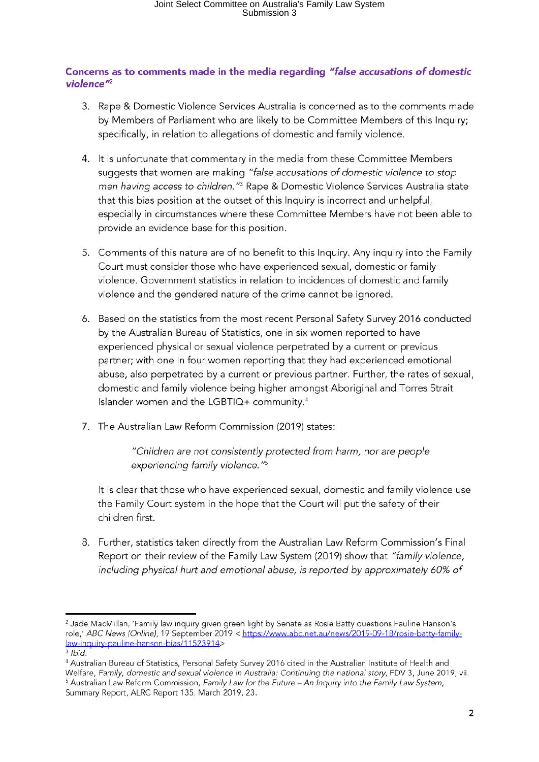### Concerns as to comments made in the media regarding *"false accusations of domestic violence"*[2]

3. Rape & Domestic Violence Services Australia is concerned as to the comments made by Members of Parliament who are likely to be Committee Members of this Inquiry; specifically, in relation to allegations of domestic and family violence.

4. It is unfortunate that commentary in the media from these Committee Members suggests that women are making *"false accusations of domestic violence to stop men having access to children."*[3] Rape & Domestic Violence Services Australia state that this bias position at the outset of this Inquiry is incorrect and unhelpful, especially in circumstances where these Committee Members have not been able to provide an evidence base for this position.

5. Comments of this nature are of no benefit to this Inquiry. Any inquiry into the Family Court must consider those who have experienced sexual, domestic or family violence. Government statistics in relation to incidences of domestic and family violence and the gendered nature of the crime cannot be ignored.

6. Based on the statistics from the most recent Personal Safety Survey 2016 conducted by the Australian Bureau of Statistics, one in six women reported to have experienced physical or sexual violence perpetrated by a current or previous partner; with one in four women reporting that they had experienced emotional abuse, also perpetrated by a current or previous partner. Further, the rates of sexual, domestic and family violence being higher amongst Aboriginal and Torres Strait Islander women and the LGBTIQ+ community.[4]

7. The Australian Law Reform Commission (2019) states:

   > *"Children are not consistently protected from harm, nor are people experiencing family violence."*[5]

   It is clear that those who have experienced sexual, domestic and family violence use the Family Court system in the hope that the Court will put the safety of their children first.

8. Further, statistics taken directly from the Australian Law Reform Commission's Final Report on their review of the Family Law System (2019) show that *"family violence, including physical hurt and emotional abuse, is reported by approximately 60% of*

---

[2] Jade MacMillan, 'Family law inquiry given green light by Senate as Rosie Batty questions Pauline Hanson's role,' *ABC News (Online)*, 19 September 2019 < https://www.abc.net.au/news/2019-09-18/rosie-batty-family-law-inquiry-pauline-hanson-bias/11523914>

[3] *Ibid.*

[4] Australian Bureau of Statistics, Personal Safety Survey 2016 cited in the Australian Institute of Health and Welfare, *Family, domestic and sexual violence in Australia: Continuing the national story*, FDV 3, June 2019, vii.

[5] Australian Law Reform Commission, *Family Law for the Future – An Inquiry into the Family Law System*, Summary Report, ALRC Report 135, March 2019, 23.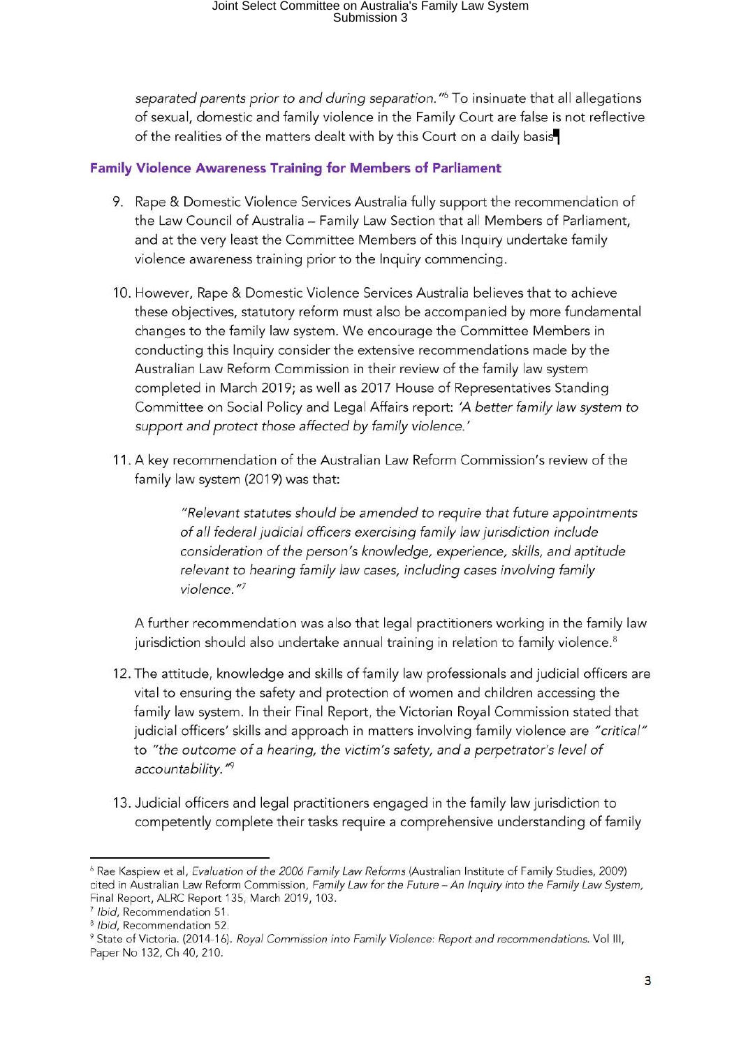separated parents prior to and during separation."[6] To insinuate that all allegations of sexual, domestic and family violence in the Family Court are false is not reflective of the realities of the matters dealt with by this Court on a daily basis.

## Family Violence Awareness Training for Members of Parliament

9. Rape & Domestic Violence Services Australia fully support the recommendation of the Law Council of Australia – Family Law Section that all Members of Parliament, and at the very least the Committee Members of this Inquiry undertake family violence awareness training prior to the Inquiry commencing.

10. However, Rape & Domestic Violence Services Australia believes that to achieve these objectives, statutory reform must also be accompanied by more fundamental changes to the family law system. We encourage the Committee Members in conducting this Inquiry consider the extensive recommendations made by the Australian Law Reform Commission in their review of the family law system completed in March 2019; as well as 2017 House of Representatives Standing Committee on Social Policy and Legal Affairs report: *'A better family law system to support and protect those affected by family violence.'*

11. A key recommendation of the Australian Law Reform Commission's review of the family law system (2019) was that:

    > *"Relevant statutes should be amended to require that future appointments of all federal judicial officers exercising family law jurisdiction include consideration of the person's knowledge, experience, skills, and aptitude relevant to hearing family law cases, including cases involving family violence."*[7]

    A further recommendation was also that legal practitioners working in the family law jurisdiction should also undertake annual training in relation to family violence.[8]

12. The attitude, knowledge and skills of family law professionals and judicial officers are vital to ensuring the safety and protection of women and children accessing the family law system. In their Final Report, the Victorian Royal Commission stated that judicial officers' skills and approach in matters involving family violence are *"critical"* to *"the outcome of a hearing, the victim's safety, and a perpetrator's level of accountability."*[9]

13. Judicial officers and legal practitioners engaged in the family law jurisdiction to competently complete their tasks require a comprehensive understanding of family

---

[6] Rae Kaspiew et al, *Evaluation of the 2006 Family Law Reforms* (Australian Institute of Family Studies, 2009) cited in Australian Law Reform Commission, *Family Law for the Future – An Inquiry into the Family Law System*, Final Report, ALRC Report 135, March 2019, 103.

[7] *Ibid*, Recommendation 51.

[8] *Ibid*, Recommendation 52.

[9] State of Victoria. (2014-16). *Royal Commission into Family Violence: Report and recommendations.* Vol III, Paper No 132, Ch 40, 210.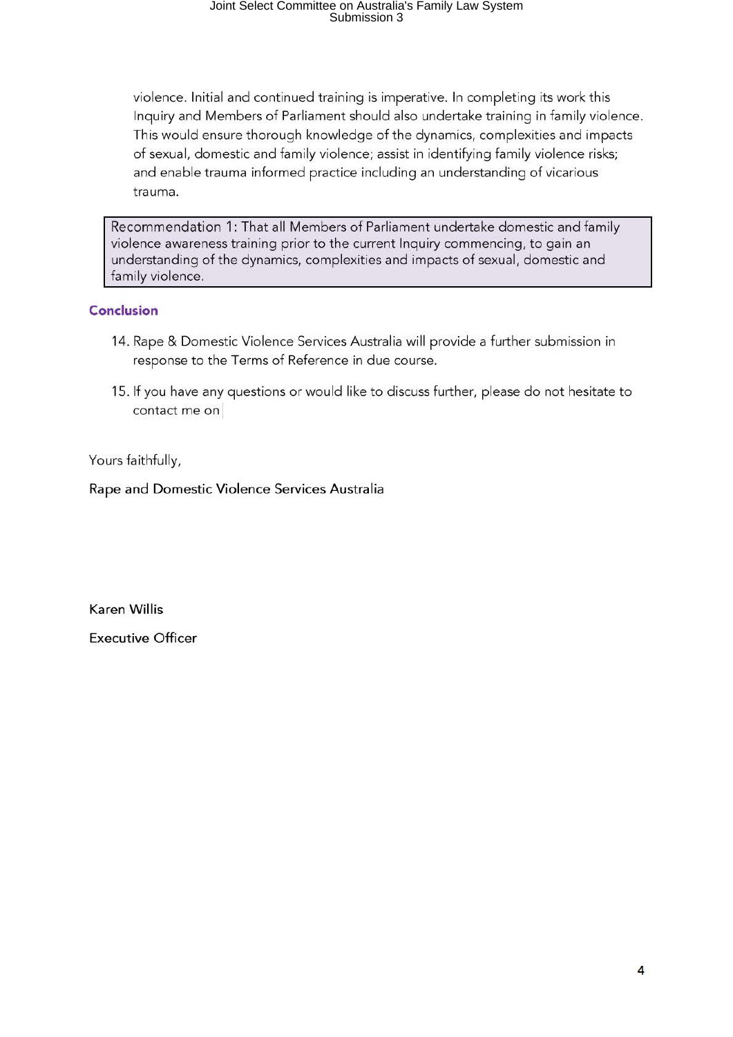violence. Initial and continued training is imperative. In completing its work this Inquiry and Members of Parliament should also undertake training in family violence. This would ensure thorough knowledge of the dynamics, complexities and impacts of sexual, domestic and family violence; assist in identifying family violence risks; and enable trauma informed practice including an understanding of vicarious trauma.

> Recommendation 1: That all Members of Parliament undertake domestic and family violence awareness training prior to the current Inquiry commencing, to gain an understanding of the dynamics, complexities and impacts of sexual, domestic and family violence.

## Conclusion

14. Rape & Domestic Violence Services Australia will provide a further submission in response to the Terms of Reference in due course.

15. If you have any questions or would like to discuss further, please do not hesitate to contact me on

Yours faithfully,

Rape and Domestic Violence Services Australia

Karen Willis

Executive Officer